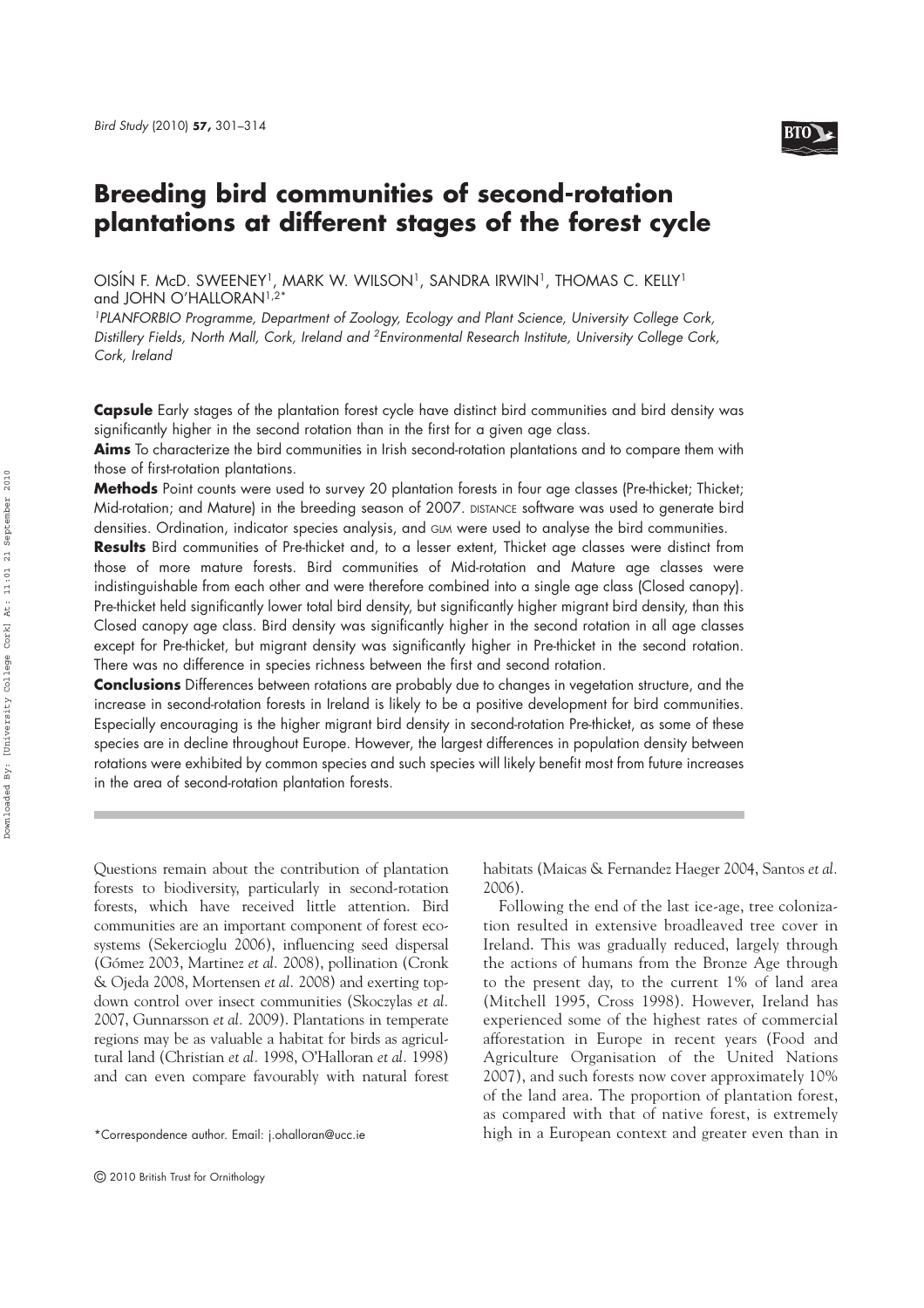# Breeding bird communities of second-rotation plantations at different stages of the forest cycle

OISÍN F. McD. SWEENEY[1], MARK W. WILSON[1], SANDRA IRWIN[1], THOMAS C. KELLY[1] and JOHN O'HALLORAN[1,2]*

[1]PLANFORBIO Programme, Department of Zoology, Ecology and Plant Science, University College Cork, Distillery Fields, North Mall, Cork, Ireland and [2]Environmental Research Institute, University College Cork, Cork, Ireland

**Capsule** Early stages of the plantation forest cycle have distinct bird communities and bird density was significantly higher in the second rotation than in the first for a given age class.

**Aims** To characterize the bird communities in Irish second-rotation plantations and to compare them with those of first-rotation plantations.

**Methods** Point counts were used to survey 20 plantation forests in four age classes (Pre-thicket; Thicket; Mid-rotation; and Mature) in the breeding season of 2007. DISTANCE software was used to generate bird densities. Ordination, indicator species analysis, and GLM were used to analyse the bird communities.

**Results** Bird communities of Pre-thicket and, to a lesser extent, Thicket age classes were distinct from those of more mature forests. Bird communities of Mid-rotation and Mature age classes were indistinguishable from each other and were therefore combined into a single age class (Closed canopy). Pre-thicket held significantly lower total bird density, but significantly higher migrant bird density, than this Closed canopy age class. Bird density was significantly higher in the second rotation in all age classes except for Pre-thicket, but migrant density was significantly higher in Pre-thicket in the second rotation. There was no difference in species richness between the first and second rotation.

**Conclusions** Differences between rotations are probably due to changes in vegetation structure, and the increase in second-rotation forests in Ireland is likely to be a positive development for bird communities. Especially encouraging is the higher migrant bird density in second-rotation Pre-thicket, as some of these species are in decline throughout Europe. However, the largest differences in population density between rotations were exhibited by common species and such species will likely benefit most from future increases in the area of second-rotation plantation forests.

Questions remain about the contribution of plantation forests to biodiversity, particularly in second-rotation forests, which have received little attention. Bird communities are an important component of forest ecosystems (Sekercioglu 2006), influencing seed dispersal (Gómez 2003, Martinez *et al.* 2008), pollination (Cronk & Ojeda 2008, Mortensen *et al.* 2008) and exerting top-down control over insect communities (Skoczylas *et al.* 2007, Gunnarsson *et al.* 2009). Plantations in temperate regions may be as valuable a habitat for birds as agricultural land (Christian *et al.* 1998, O'Halloran *et al.* 1998) and can even compare favourably with natural forest habitats (Maicas & Fernandez Haeger 2004, Santos *et al.* 2006).

Following the end of the last ice-age, tree colonization resulted in extensive broadleaved tree cover in Ireland. This was gradually reduced, largely through the actions of humans from the Bronze Age through to the present day, to the current 1% of land area (Mitchell 1995, Cross 1998). However, Ireland has experienced some of the highest rates of commercial afforestation in Europe in recent years (Food and Agriculture Organisation of the United Nations 2007), and such forests now cover approximately 10% of the land area. The proportion of plantation forest, as compared with that of native forest, is extremely high in a European context and greater even than in

*Correspondence author. Email: j.ohalloran@ucc.ie

© 2010 British Trust for Ornithology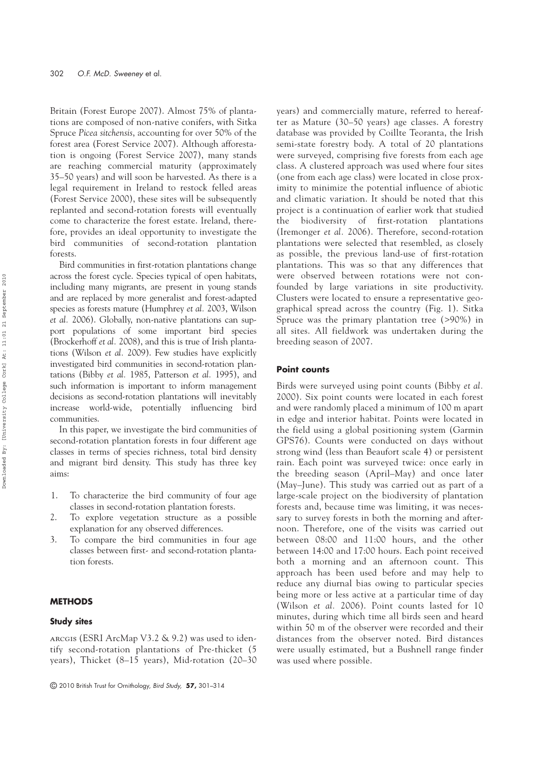Britain (Forest Europe 2007). Almost 75% of plantations are composed of non-native conifers, with Sitka Spruce *Picea sitchensis*, accounting for over 50% of the forest area (Forest Service 2007). Although afforestation is ongoing (Forest Service 2007), many stands are reaching commercial maturity (approximately 35–50 years) and will soon be harvested. As there is a legal requirement in Ireland to restock felled areas (Forest Service 2000), these sites will be subsequently replanted and second-rotation forests will eventually come to characterize the forest estate. Ireland, therefore, provides an ideal opportunity to investigate the bird communities of second-rotation plantation forests.

Bird communities in first-rotation plantations change across the forest cycle. Species typical of open habitats, including many migrants, are present in young stands and are replaced by more generalist and forest-adapted species as forests mature (Humphrey *et al.* 2003, Wilson *et al.* 2006). Globally, non-native plantations can support populations of some important bird species (Brockerhoff *et al.* 2008), and this is true of Irish plantations (Wilson *et al.* 2009). Few studies have explicitly investigated bird communities in second-rotation plantations (Bibby *et al.* 1985, Patterson *et al.* 1995), and such information is important to inform management decisions as second-rotation plantations will inevitably increase world-wide, potentially influencing bird communities.

In this paper, we investigate the bird communities of second-rotation plantation forests in four different age classes in terms of species richness, total bird density and migrant bird density. This study has three key aims:

1. To characterize the bird community of four age classes in second-rotation plantation forests.
2. To explore vegetation structure as a possible explanation for any observed differences.
3. To compare the bird communities in four age classes between first- and second-rotation plantation forests.

## METHODS

### Study sites

ARCGIS (ESRI ArcMap V3.2 & 9.2) was used to identify second-rotation plantations of Pre-thicket (5 years), Thicket (8–15 years), Mid-rotation (20–30 years) and commercially mature, referred to hereafter as Mature (30–50 years) age classes. A forestry database was provided by Coillte Teoranta, the Irish semi-state forestry body. A total of 20 plantations were surveyed, comprising five forests from each age class. A clustered approach was used where four sites (one from each age class) were located in close proximity to minimize the potential influence of abiotic and climatic variation. It should be noted that this project is a continuation of earlier work that studied the biodiversity of first-rotation plantations (Iremonger *et al.* 2006). Therefore, second-rotation plantations were selected that resembled, as closely as possible, the previous land-use of first-rotation plantations. This was so that any differences that were observed between rotations were not confounded by large variations in site productivity. Clusters were located to ensure a representative geographical spread across the country (Fig. 1). Sitka Spruce was the primary plantation tree (>90%) in all sites. All fieldwork was undertaken during the breeding season of 2007.

### Point counts

Birds were surveyed using point counts (Bibby *et al.* 2000). Six point counts were located in each forest and were randomly placed a minimum of 100 m apart in edge and interior habitat. Points were located in the field using a global positioning system (Garmin GPS76). Counts were conducted on days without strong wind (less than Beaufort scale 4) or persistent rain. Each point was surveyed twice: once early in the breeding season (April–May) and once later (May–June). This study was carried out as part of a large-scale project on the biodiversity of plantation forests and, because time was limiting, it was necessary to survey forests in both the morning and afternoon. Therefore, one of the visits was carried out between 08:00 and 11:00 hours, and the other between 14:00 and 17:00 hours. Each point received both a morning and an afternoon count. This approach has been used before and may help to reduce any diurnal bias owing to particular species being more or less active at a particular time of day (Wilson *et al.* 2006). Point counts lasted for 10 minutes, during which time all birds seen and heard within 50 m of the observer were recorded and their distances from the observer noted. Bird distances were usually estimated, but a Bushnell range finder was used where possible.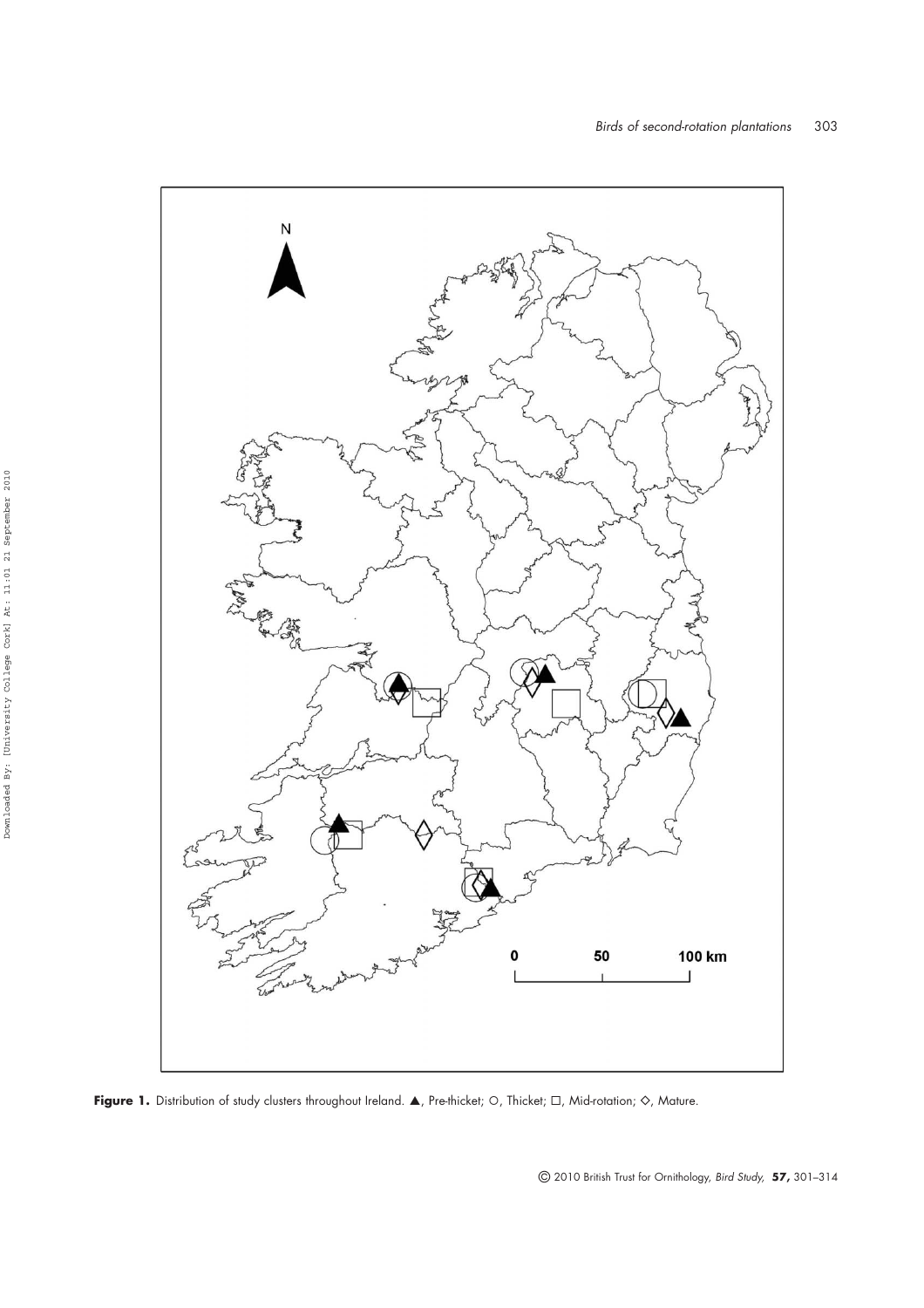**Figure 1.** Distribution of study clusters throughout Ireland. ▲, Pre-thicket; ○, Thicket; □, Mid-rotation; ◇, Mature.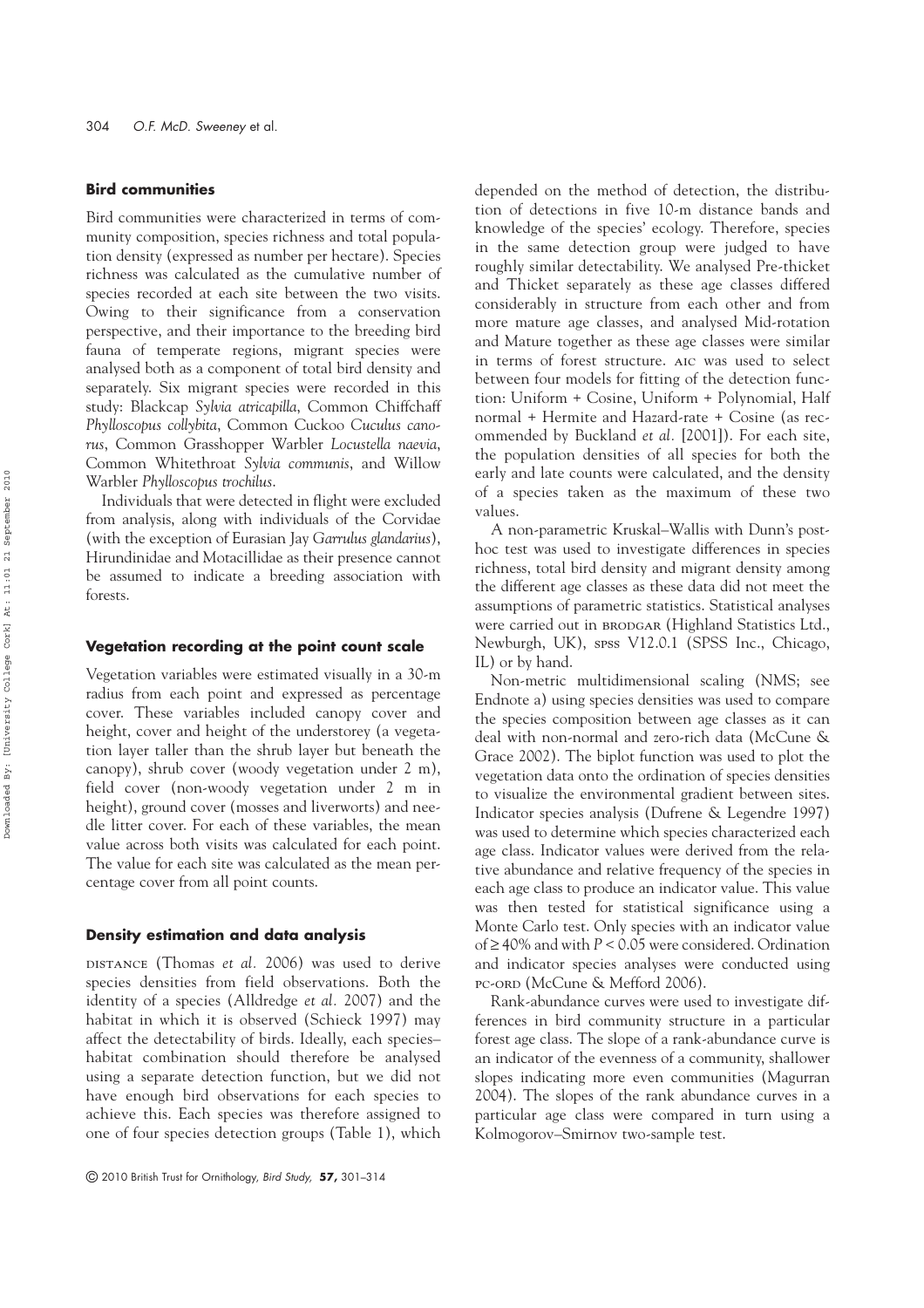### Bird communities

Bird communities were characterized in terms of community composition, species richness and total population density (expressed as number per hectare). Species richness was calculated as the cumulative number of species recorded at each site between the two visits. Owing to their significance from a conservation perspective, and their importance to the breeding bird fauna of temperate regions, migrant species were analysed both as a component of total bird density and separately. Six migrant species were recorded in this study: Blackcap *Sylvia atricapilla*, Common Chiffchaff *Phylloscopus collybita*, Common Cuckoo *Cuculus canorus*, Common Grasshopper Warbler *Locustella naevia*, Common Whitethroat *Sylvia communis*, and Willow Warbler *Phylloscopus trochilus*.

Individuals that were detected in flight were excluded from analysis, along with individuals of the Corvidae (with the exception of Eurasian Jay *Garrulus glandarius*), Hirundinidae and Motacillidae as their presence cannot be assumed to indicate a breeding association with forests.

### Vegetation recording at the point count scale

Vegetation variables were estimated visually in a 30-m radius from each point and expressed as percentage cover. These variables included canopy cover and height, cover and height of the understorey (a vegetation layer taller than the shrub layer but beneath the canopy), shrub cover (woody vegetation under 2 m), field cover (non-woody vegetation under 2 m in height), ground cover (mosses and liverworts) and needle litter cover. For each of these variables, the mean value across both visits was calculated for each point. The value for each site was calculated as the mean percentage cover from all point counts.

### Density estimation and data analysis

DISTANCE (Thomas *et al.* 2006) was used to derive species densities from field observations. Both the identity of a species (Alldredge *et al.* 2007) and the habitat in which it is observed (Schieck 1997) may affect the detectability of birds. Ideally, each species–habitat combination should therefore be analysed using a separate detection function, but we did not have enough bird observations for each species to achieve this. Each species was therefore assigned to one of four species detection groups (Table 1), which depended on the method of detection, the distribution of detections in five 10-m distance bands and knowledge of the species' ecology. Therefore, species in the same detection group were judged to have roughly similar detectability. We analysed Pre-thicket and Thicket separately as these age classes differed considerably in structure from each other and from more mature age classes, and analysed Mid-rotation and Mature together as these age classes were similar in terms of forest structure. AIC was used to select between four models for fitting of the detection function: Uniform + Cosine, Uniform + Polynomial, Half normal + Hermite and Hazard-rate + Cosine (as recommended by Buckland *et al.* [2001]). For each site, the population densities of all species for both the early and late counts were calculated, and the density of a species taken as the maximum of these two values.

A non-parametric Kruskal–Wallis with Dunn's post-hoc test was used to investigate differences in species richness, total bird density and migrant density among the different age classes as these data did not meet the assumptions of parametric statistics. Statistical analyses were carried out in BRODGAR (Highland Statistics Ltd., Newburgh, UK), SPSS V12.0.1 (SPSS Inc., Chicago, IL) or by hand.

Non-metric multidimensional scaling (NMS; see Endnote a) using species densities was used to compare the species composition between age classes as it can deal with non-normal and zero-rich data (McCune & Grace 2002). The biplot function was used to plot the vegetation data onto the ordination of species densities to visualize the environmental gradient between sites. Indicator species analysis (Dufrene & Legendre 1997) was used to determine which species characterized each age class. Indicator values were derived from the relative abundance and relative frequency of the species in each age class to produce an indicator value. This value was then tested for statistical significance using a Monte Carlo test. Only species with an indicator value of ≥ 40% and with $P < 0.05$ were considered. Ordination and indicator species analyses were conducted using PC-ORD (McCune & Mefford 2006).

Rank-abundance curves were used to investigate differences in bird community structure in a particular forest age class. The slope of a rank-abundance curve is an indicator of the evenness of a community, shallower slopes indicating more even communities (Magurran 2004). The slopes of the rank abundance curves in a particular age class were compared in turn using a Kolmogorov–Smirnov two-sample test.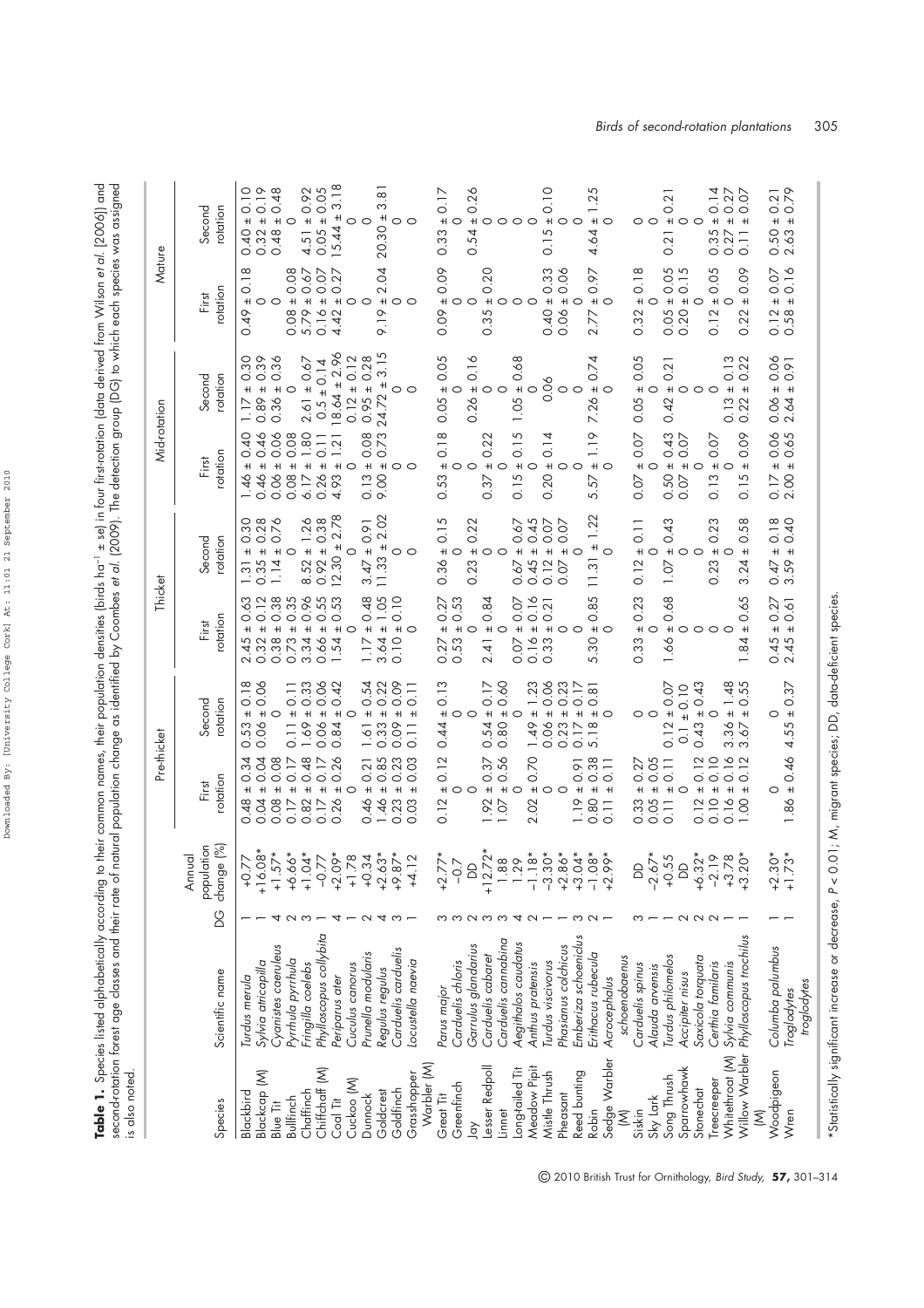**Table 1.** Species listed alphabetically according to their common names, their population densities (birds ha$^{-1}$ ± se) in four first-rotation (data derived from Wilson *et al.* [2006]) and second-rotation forest age classes and their rate of natural population change as identified by Coombes *et al.* (2009). The detection group (DG) to which each species was assigned is also noted.

| Species | Scientific name | DG | Annual population change (%) | Pre-thicket | | Thicket | | Mid-rotation | | Mature | |
|---|---|---|---|---|---|---|---|---|---|---|---|
| | | | | First rotation | Second rotation | First rotation | Second rotation | First rotation | Second rotation | First rotation | Second rotation |
| Blackbird | *Turdus merula* | 1 | +0.77 | 0.48 ± 0.34 | 0.53 ± 0.18 | 2.45 ± 0.63 | 1.31 ± 0.30 | 1.46 ± 0.40 | 1.17 ± 0.30 | 0.49 ± 0.18 | 0.40 ± 0.10 |
| Blackcap (M) | *Sylvia atricapilla* | 1 | +16.08* | 0.04 ± 0.04 | 0.06 ± 0.06 | 0.32 ± 0.12 | 0.35 ± 0.28 | 0.46 ± 0.46 | 0.89 ± 0.39 | 0 | 0.32 ± 0.19 |
| Blue Tit | *Cyanistes caeruleus* | 4 | +1.57* | 0.08 ± 0.08 | 0 | 0.38 ± 0.38 | 1.14 ± 0.76 | 0.06 ± 0.06 | 0.36 ± 0.36 | 0 | 0.48 ± 0.48 |
| Bullfinch | *Pyrrhula pyrrhula* | 2 | +6.66* | 0.17 ± 0.17 | 0.11 ± 0.11 | 0.73 ± 0.35 | 0 | 0.08 ± 0.08 | 0 | 0.08 ± 0.08 | 0 |
| Chaffinch | *Fringilla coelebs* | 3 | +1.04* | 0.82 ± 0.48 | 1.69 ± 0.33 | 3.34 ± 0.96 | 8.52 ± 1.26 | 6.17 ± 1.80 | 2.61 ± 0.67 | 5.79 ± 0.67 | 4.51 ± 0.92 |
| Chiffchaff (M) | *Phylloscopus collybita* | 1 | −0.77 | 0.17 ± 0.17 | 0.06 ± 0.06 | 0.66 ± 0.55 | 0.92 ± 0.38 | 0.26 ± 0.11 | 0.5 ± 0.14 | 0.16 ± 0.07 | 0.05 ± 0.05 |
| Coal Tit | *Periparus ater* | 4 | +2.09* | 0.26 ± 0.26 | 0.84 ± 0.42 | 1.54 ± 0.53 | 12.30 ± 2.78 | 4.93 ± 1.21 | 18.64 ± 2.96 | 4.42 ± 0.27 | 15.44 ± 3.18 |
| Cuckoo (M) | *Cuculus canorus* | 1 | +1.78 | 0 | 0 | 0 | 0 | 0 | 0.12 ± 0.12 | 0 | 0 |
| Dunnock | *Prunella modularis* | 2 | +0.34 | 0.46 ± 0.21 | 1.61 ± 0.54 | 1.17 ± 0.48 | 3.47 ± 0.91 | 0.13 ± 0.08 | 0.95 ± 0.28 | 0 | 0 |
| Goldcrest | *Regulus regulus* | 4 | +2.63* | 1.46 ± 0.85 | 0.33 ± 0.22 | 3.64 ± 1.05 | 11.33 ± 2.02 | 9.00 ± 0.73 | 24.72 ± 3.15 | 9.19 ± 2.04 | 20.30 ± 3.81 |
| Goldfinch | *Carduelis carduelis* | 3 | +9.87* | 0.23 ± 0.23 | 0.09 ± 0.09 | 0.10 ± 0.10 | 0 | 0 | 0 | 0 | 0 |
| Grasshopper Warbler (M) | *Locustella naevia* | 1 | +4.12 | 0.03 ± 0.03 | 0.11 ± 0.11 | 0 | 0 | 0 | 0 | 0 | 0 |
| Great Tit | *Parus major* | 3 | +2.77* | 0.12 ± 0.12 | 0.44 ± 0.13 | 0.27 ± 0.27 | 0.36 ± 0.15 | 0.53 ± 0.18 | 0.05 ± 0.05 | 0.09 ± 0.09 | 0.33 ± 0.17 |
| Greenfinch | *Carduelis chloris* | 3 | −0.7 | 0 | 0 | 0.53 ± 0.53 | 0 | 0 | 0 | 0 | 0 |
| Jay | *Garrulus glandarius* | 2 | DD | 0 | 0 | 0 | 0.23 ± 0.22 | 0 | 0.26 ± 0.16 | 0 | 0.54 ± 0.26 |
| Lesser Redpoll | *Carduelis cabaret* | 3 | +12.72* | 1.92 ± 0.37 | 0.54 ± 0.17 | 2.41 ± 0.84 | 0 | 0.37 ± 0.22 | 0 | 0.35 ± 0.20 | 0 |
| Linnet | *Carduelis cannabina* | 3 | 1.88 | 1.07 ± 0.56 | 0.80 ± 0.60 | 0 | 0 | 0 | 0 | 0 | 0 |
| Long-tailed Tit | *Aegithalos caudatus* | 4 | 1.29 | 0 | 0 | 0.07 ± 0.07 | 0.67 ± 0.67 | 0.15 ± 0.15 | 1.05 ± 0.68 | 0 | 0 |
| Meadow Pipit | *Anthus pratensis* | 2 | −1.18* | 2.02 ± 0.70 | 1.49 ± 1.23 | 0.16 ± 0.16 | 0.45 ± 0.45 | 0 | 0 | 0 | 0 |
| Mistle Thrush | *Turdus viscivorus* | 1 | −3.30* | 0 | 0.06 ± 0.06 | 0.33 ± 0.21 | 0.12 ± 0.07 | 0.20 ± 0.14 | 0.06 | 0.40 ± 0.33 | 0.15 ± 0.10 |
| Pheasant | *Phasianus colchicus* | 1 | +2.86* | 0 | 0.23 ± 0.23 | 0 | 0.07 ± 0.07 | 0 | 0 | 0.06 ± 0.06 | 0 |
| Reed bunting | *Emberiza schoeniclus* | 3 | +3.04* | 1.19 ± 0.91 | 0.17 ± 0.17 | 0 | 0 | 0 | 0 | 0 | 0 |
| Robin | *Erithacus rubecula* | 2 | −1.08* | 0.80 ± 0.38 | 5.18 ± 0.81 | 5.30 ± 0.85 | 11.31 ± 1.22 | 5.57 ± 1.19 | 7.26 ± 0.74 | 2.77 ± 0.97 | 4.64 ± 1.25 |
| Sedge Warbler (M) | *Acrocephalus schoenobaenus* | 1 | +2.99* | 0.11 ± 0.11 | 0 | 0 | 0 | 0 | 0 | 0 | 0 |
| Siskin | *Carduelis spinus* | 3 | DD | 0.33 ± 0.27 | 0 | 0.33 ± 0.23 | 0.12 ± 0.11 | 0.07 ± 0.07 | 0.05 ± 0.05 | 0.32 ± 0.18 | 0 |
| Sky Lark | *Alauda arvensis* | | −2.67* | 0.05 ± 0.05 | 0 | 0 | 0 | 0 | 0 | 0 | 0 |
| Song Thrush | *Turdus philomelos* | 1 | +0.55 | 0.11 ± 0.11 | 0.12 ± 0.07 | 1.66 ± 0.68 | 1.07 ± 0.43 | 0.50 ± 0.43 | 0.42 ± 0.21 | 0.05 ± 0.05 | 0.21 ± 0.21 |
| Sparrowhawk | *Accipiter nisus* | 2 | DD | 0 | 0.1 ± 0.10 | 0 | 0 | 0.07 ± 0.07 | 0 | 0.20 ± 0.15 | 0 |
| Stonechat | *Saxicola torquata* | 2 | +6.32* | 0.12 ± 0.12 | 0.43 ± 0.43 | 0 | 0 | 0 | 0 | 0 | 0 |
| Treecreeper | *Certhia familaris* | 2 | −2.19 | 0.10 ± 0.10 | 0 | 0 | 0.23 ± 0.23 | 0.13 ± 0.07 | 0 | 0.12 ± 0.05 | 0.35 ± 0.14 |
| Whitethroat (M) | *Sylvia communis* | 1 | +3.78 | 0.16 ± 0.16 | 3.36 ± 1.48 | 0 | 0 | 0 | 0.13 ± 0.13 | 0 | 0.27 ± 0.27 |
| Willow Warbler (M) | *Phylloscopus trochilus* | 1 | +3.20* | 1.00 ± 0.12 | 3.67 ± 0.55 | 1.84 ± 0.65 | 3.24 ± 0.58 | 0.15 ± 0.09 | 0.22 ± 0.22 | 0.22 ± 0.09 | 0.11 ± 0.07 |
| Woodpigeon | *Columba palumbus* | 1 | +2.30* | 0 | 0 | 0.45 ± 0.27 | 0.47 ± 0.18 | 0.17 ± 0.06 | 0.06 ± 0.06 | 0.12 ± 0.07 | 0.50 ± 0.21 |
| Wren | *Troglodytes troglodytes* | 1 | +1.73* | 1.86 ± 0.46 | 4.55 ± 0.37 | 2.45 ± 0.61 | 3.59 ± 0.40 | 2.00 ± 0.65 | 2.64 ± 0.91 | 0.58 ± 0.16 | 2.63 ± 0.79 |

*Statistically significant increase or decrease, $P < 0.01$; M, migrant species; DD, data-deficient species.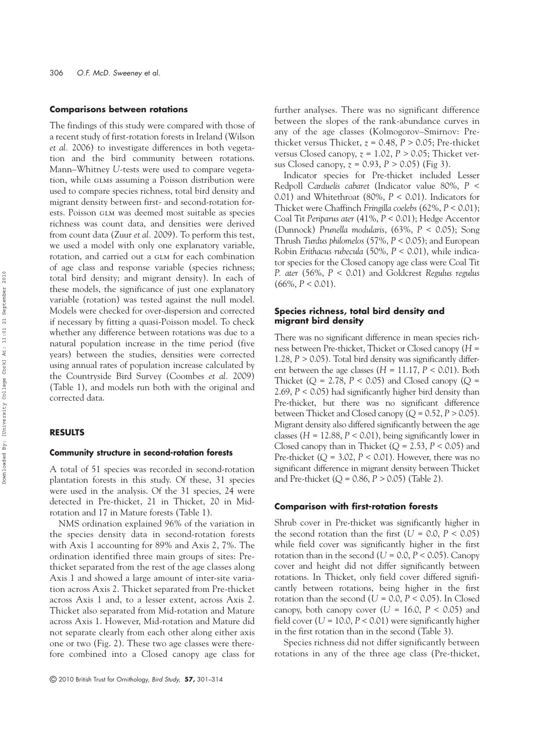### Comparisons between rotations

The findings of this study were compared with those of a recent study of first-rotation forests in Ireland (Wilson *et al.* 2006) to investigate differences in both vegetation and the bird community between rotations. Mann–Whitney *U*-tests were used to compare vegetation, while GLMs assuming a Poisson distribution were used to compare species richness, total bird density and migrant density between first- and second-rotation forests. Poisson GLM was deemed most suitable as species richness was count data, and densities were derived from count data (Zuur *et al.* 2009). To perform this test, we used a model with only one explanatory variable, rotation, and carried out a GLM for each combination of age class and response variable (species richness; total bird density; and migrant density). In each of these models, the significance of just one explanatory variable (rotation) was tested against the null model. Models were checked for over-dispersion and corrected if necessary by fitting a quasi-Poisson model. To check whether any difference between rotations was due to a natural population increase in the time period (five years) between the studies, densities were corrected using annual rates of population increase calculated by the Countryside Bird Survey (Coombes *et al.* 2009) (Table 1), and models run both with the original and corrected data.

## RESULTS

### Community structure in second-rotation forests

A total of 51 species was recorded in second-rotation plantation forests in this study. Of these, 31 species were used in the analysis. Of the 31 species, 24 were detected in Pre-thicket, 21 in Thicket, 20 in Mid-rotation and 17 in Mature forests (Table 1).

NMS ordination explained 96% of the variation in the species density data in second-rotation forests with Axis 1 accounting for 89% and Axis 2, 7%. The ordination identified three main groups of sites: Pre-thicket separated from the rest of the age classes along Axis 1 and showed a large amount of inter-site variation across Axis 2. Thicket separated from Pre-thicket across Axis 1 and, to a lesser extent, across Axis 2. Thicket also separated from Mid-rotation and Mature across Axis 1. However, Mid-rotation and Mature did not separate clearly from each other along either axis one or two (Fig. 2). These two age classes were therefore combined into a Closed canopy age class for further analyses. There was no significant difference between the slopes of the rank-abundance curves in any of the age classes (Kolmogorov–Smirnov: Pre-thicket versus Thicket, $z = 0.48$, $P > 0.05$; Pre-thicket versus Closed canopy, $z = 1.02$, $P > 0.05$; Thicket versus Closed canopy, $z = 0.93$, $P > 0.05$) (Fig 3).

Indicator species for Pre-thicket included Lesser Redpoll *Carduelis cabaret* (Indicator value 80%, $P < 0.01$) and Whitethroat (80%, $P < 0.01$). Indicators for Thicket were Chaffinch *Fringilla coelebs* (62%, $P < 0.01$); Coal Tit *Periparus ater* (41%, $P < 0.01$); Hedge Accentor (Dunnock) *Prunella modularis*, (63%, $P < 0.05$); Song Thrush *Turdus philomelos* (57%, $P < 0.05$); and European Robin *Erithacus rubecula* (50%, $P < 0.01$), while indicator species for the Closed canopy age class were Coal Tit *P. ater* (56%, $P < 0.01$) and Goldcrest *Regulus regulus* (66%, $P < 0.01$).

### Species richness, total bird density and migrant bird density

There was no significant difference in mean species richness between Pre-thicket, Thicket or Closed canopy ($H = 1.28$, $P > 0.05$). Total bird density was significantly different between the age classes ($H = 11.17$, $P < 0.01$). Both Thicket ($Q = 2.78$, $P < 0.05$) and Closed canopy ($Q = 2.69$, $P < 0.05$) had significantly higher bird density than Pre-thicket, but there was no significant difference between Thicket and Closed canopy ($Q = 0.52$, $P > 0.05$). Migrant density also differed significantly between the age classes ($H = 12.88$, $P < 0.01$), being significantly lower in Closed canopy than in Thicket ($Q = 2.53$, $P < 0.05$) and Pre-thicket ($Q = 3.02$, $P < 0.01$). However, there was no significant difference in migrant density between Thicket and Pre-thicket ($Q = 0.86$, $P > 0.05$) (Table 2).

### Comparison with first-rotation forests

Shrub cover in Pre-thicket was significantly higher in the second rotation than the first ($U = 0.0$, $P < 0.05$) while field cover was significantly higher in the first rotation than in the second ($U = 0.0$, $P < 0.05$). Canopy cover and height did not differ significantly between rotations. In Thicket, only field cover differed significantly between rotations, being higher in the first rotation than the second ($U = 0.0$, $P < 0.05$). In Closed canopy, both canopy cover ($U = 16.0$, $P < 0.05$) and field cover ($U = 10.0$, $P < 0.01$) were significantly higher in the first rotation than in the second (Table 3).

Species richness did not differ significantly between rotations in any of the three age class (Pre-thicket,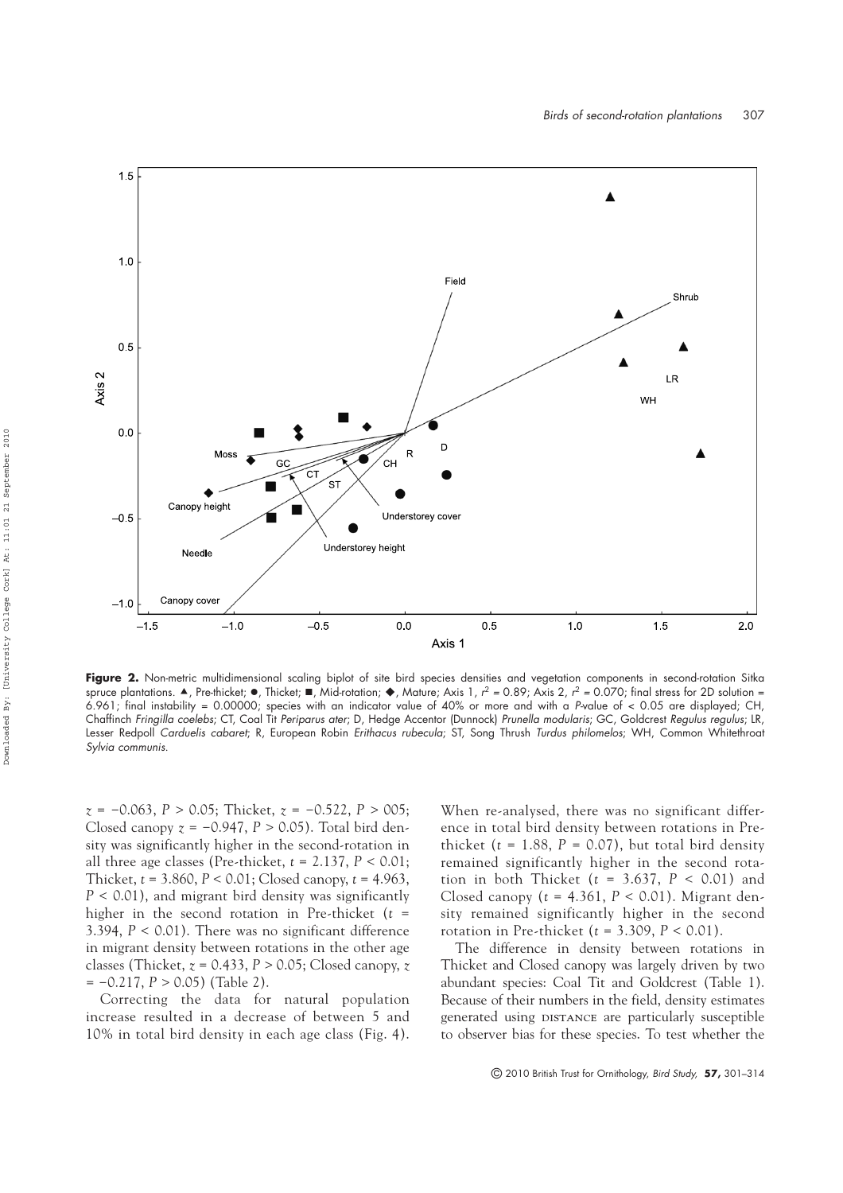**Figure 2.** Non-metric multidimensional scaling biplot of site bird species densities and vegetation components in second-rotation Sitka spruce plantations. ▲, Pre-thicket; ●, Thicket; ■, Mid-rotation; ◆, Mature; Axis 1, $r^2$ = 0.89; Axis 2, $r^2$ = 0.070; final stress for 2D solution = 6.961; final instability = 0.00000; species with an indicator value of 40% or more and with a *P*-value of < 0.05 are displayed; CH, Chaffinch *Fringilla coelebs*; CT, Coal Tit *Periparus ater*; D, Hedge Accentor (Dunnock) *Prunella modularis*; GC, Goldcrest *Regulus regulus*; LR, Lesser Redpoll *Carduelis cabaret*; R, European Robin *Erithacus rubecula*; ST, Song Thrush *Turdus philomelos*; WH, Common Whitethroat *Sylvia communis*.

$z$ = −0.063, $P$ > 0.05; Thicket, $z$ = −0.522, $P$ > 005; Closed canopy $z$ = −0.947, $P$ > 0.05). Total bird density was significantly higher in the second-rotation in all three age classes (Pre-thicket, $t$ = 2.137, $P$ < 0.01; Thicket, $t$ = 3.860, $P$ < 0.01; Closed canopy, $t$ = 4.963, $P$ < 0.01), and migrant bird density was significantly higher in the second rotation in Pre-thicket ($t$ = 3.394, $P$ < 0.01). There was no significant difference in migrant density between rotations in the other age classes (Thicket, $z$ = 0.433, $P$ > 0.05; Closed canopy, $z$ = −0.217, $P$ > 0.05) (Table 2).

Correcting the data for natural population increase resulted in a decrease of between 5 and 10% in total bird density in each age class (Fig. 4). When re-analysed, there was no significant difference in total bird density between rotations in Pre-thicket ($t$ = 1.88, $P$ = 0.07), but total bird density remained significantly higher in the second rotation in both Thicket ($t$ = 3.637, $P$ < 0.01) and Closed canopy ($t$ = 4.361, $P$ < 0.01). Migrant density remained significantly higher in the second rotation in Pre-thicket ($t$ = 3.309, $P$ < 0.01).

The difference in density between rotations in Thicket and Closed canopy was largely driven by two abundant species: Coal Tit and Goldcrest (Table 1). Because of their numbers in the field, density estimates generated using DISTANCE are particularly susceptible to observer bias for these species. To test whether the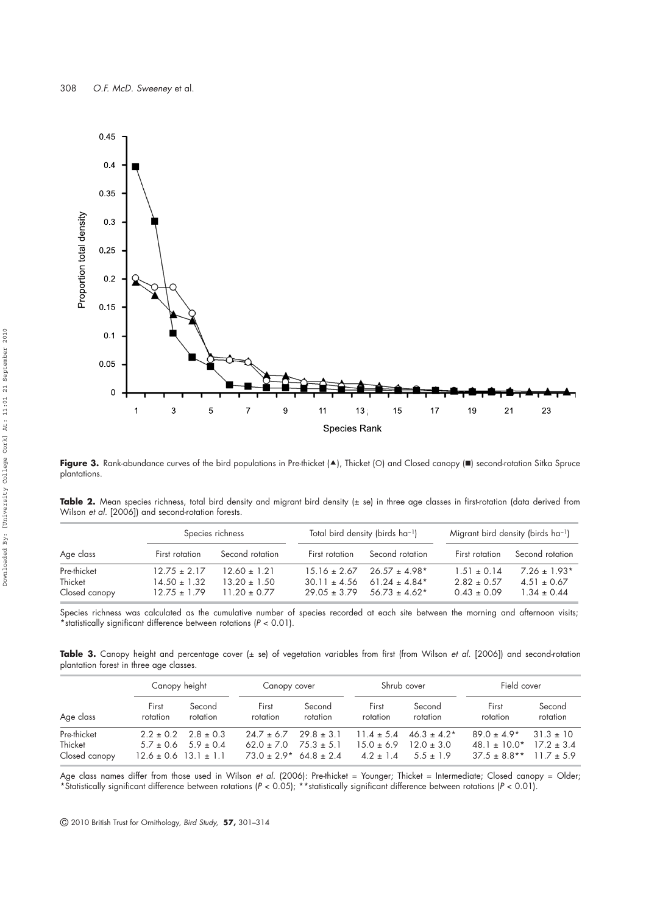**Figure 3.** Rank-abundance curves of the bird populations in Pre-thicket (▲), Thicket (○) and Closed canopy (■) second-rotation Sitka Spruce plantations.

**Table 2.** Mean species richness, total bird density and migrant bird density (± se) in three age classes in first-rotation (data derived from Wilson *et al.* [2006]) and second-rotation forests.

| Age class | Species richness | | Total bird density (birds ha$^{-1}$) | | Migrant bird density (birds ha$^{-1}$) | |
|---|---|---|---|---|---|---|
| | First rotation | Second rotation | First rotation | Second rotation | First rotation | Second rotation |
| Pre-thicket | 12.75 ± 2.17 | 12.60 ± 1.21 | 15.16 ± 2.67 | 26.57 ± 4.98* | 1.51 ± 0.14 | 7.26 ± 1.93* |
| Thicket | 14.50 ± 1.32 | 13.20 ± 1.50 | 30.11 ± 4.56 | 61.24 ± 4.84* | 2.82 ± 0.57 | 4.51 ± 0.67 |
| Closed canopy | 12.75 ± 1.79 | 11.20 ± 0.77 | 29.05 ± 3.79 | 56.73 ± 4.62* | 0.43 ± 0.09 | 1.34 ± 0.44 |

Species richness was calculated as the cumulative number of species recorded at each site between the morning and afternoon visits; *statistically significant difference between rotations ($P < 0.01$).

**Table 3.** Canopy height and percentage cover (± se) of vegetation variables from first (from Wilson *et al.* [2006]) and second-rotation plantation forest in three age classes.

| Age class | Canopy height | | Canopy cover | | Shrub cover | | Field cover | |
|---|---|---|---|---|---|---|---|---|
| | First rotation | Second rotation | First rotation | Second rotation | First rotation | Second rotation | First rotation | Second rotation |
| Pre-thicket | 2.2 ± 0.2 | 2.8 ± 0.3 | 24.7 ± 6.7 | 29.8 ± 3.1 | 11.4 ± 5.4 | 46.3 ± 4.2* | 89.0 ± 4.9* | 31.3 ± 10 |
| Thicket | 5.7 ± 0.6 | 5.9 ± 0.4 | 62.0 ± 7.0 | 75.3 ± 5.1 | 15.0 ± 6.9 | 12.0 ± 3.0 | 48.1 ± 10.0* | 17.2 ± 3.4 |
| Closed canopy | 12.6 ± 0.6 | 13.1 ± 1.1 | 73.0 ± 2.9* | 64.8 ± 2.4 | 4.2 ± 1.4 | 5.5 ± 1.9 | 37.5 ± 8.8** | 11.7 ± 5.9 |

Age class names differ from those used in Wilson *et al.* (2006): Pre-thicket = Younger; Thicket = Intermediate; Closed canopy = Older; *Statistically significant difference between rotations ($P < 0.05$); **statistically significant difference between rotations ($P < 0.01$).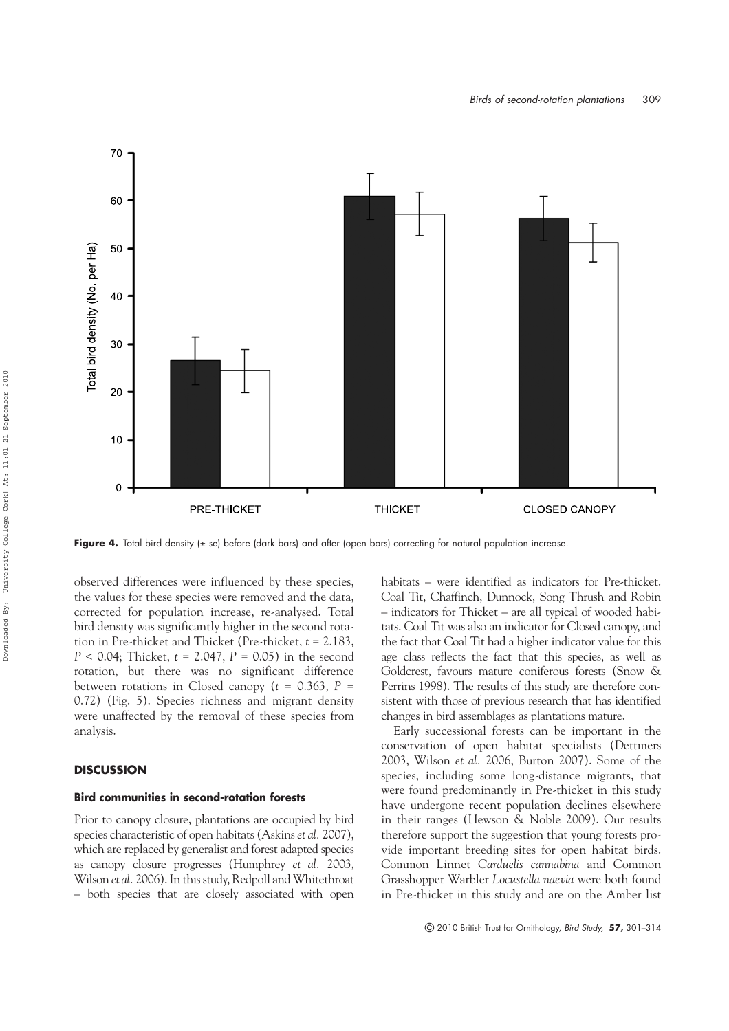Figure 4. Total bird density (± se) before (dark bars) and after (open bars) correcting for natural population increase.

observed differences were influenced by these species, the values for these species were removed and the data, corrected for population increase, re-analysed. Total bird density was significantly higher in the second rotation in Pre-thicket and Thicket (Pre-thicket, $t = 2.183$, $P < 0.04$; Thicket, $t = 2.047$, $P = 0.05$) in the second rotation, but there was no significant difference between rotations in Closed canopy ($t = 0.363$, $P = 0.72$) (Fig. 5). Species richness and migrant density were unaffected by the removal of these species from analysis.

## DISCUSSION

### Bird communities in second-rotation forests

Prior to canopy closure, plantations are occupied by bird species characteristic of open habitats (Askins *et al.* 2007), which are replaced by generalist and forest adapted species as canopy closure progresses (Humphrey *et al.* 2003, Wilson *et al.* 2006). In this study, Redpoll and Whitethroat – both species that are closely associated with open habitats – were identified as indicators for Pre-thicket. Coal Tit, Chaffinch, Dunnock, Song Thrush and Robin – indicators for Thicket – are all typical of wooded habitats. Coal Tit was also an indicator for Closed canopy, and the fact that Coal Tit had a higher indicator value for this age class reflects the fact that this species, as well as Goldcrest, favours mature coniferous forests (Snow & Perrins 1998). The results of this study are therefore consistent with those of previous research that has identified changes in bird assemblages as plantations mature.

Early successional forests can be important in the conservation of open habitat specialists (Dettmers 2003, Wilson *et al.* 2006, Burton 2007). Some of the species, including some long-distance migrants, that were found predominantly in Pre-thicket in this study have undergone recent population declines elsewhere in their ranges (Hewson & Noble 2009). Our results therefore support the suggestion that young forests provide important breeding sites for open habitat birds. Common Linnet *Carduelis cannabina* and Common Grasshopper Warbler *Locustella naevia* were both found in Pre-thicket in this study and are on the Amber list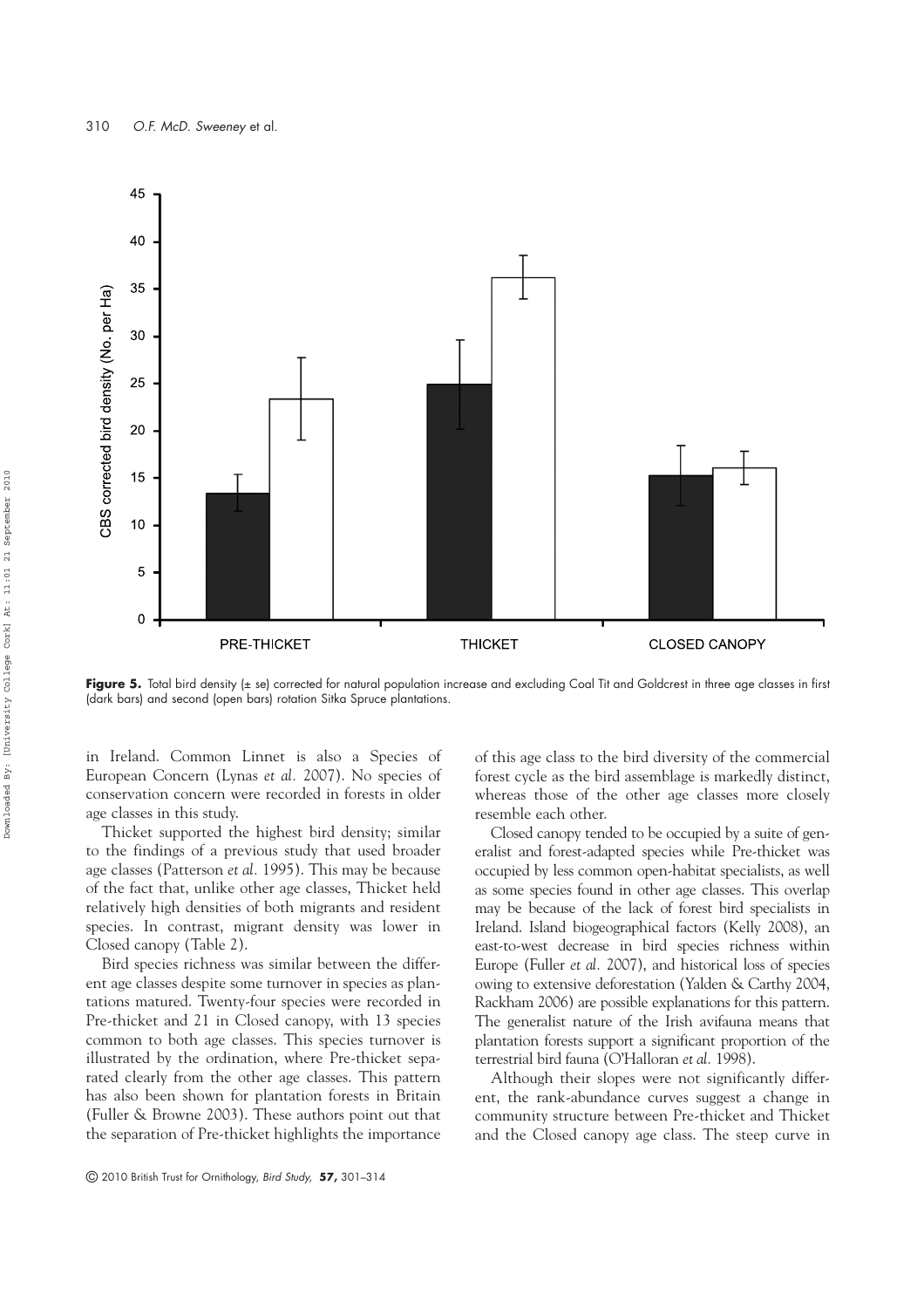**Figure 5.** Total bird density (± se) corrected for natural population increase and excluding Coal Tit and Goldcrest in three age classes in first (dark bars) and second (open bars) rotation Sitka Spruce plantations.

in Ireland. Common Linnet is also a Species of European Concern (Lynas *et al.* 2007). No species of conservation concern were recorded in forests in older age classes in this study.

Thicket supported the highest bird density; similar to the findings of a previous study that used broader age classes (Patterson *et al.* 1995). This may be because of the fact that, unlike other age classes, Thicket held relatively high densities of both migrants and resident species. In contrast, migrant density was lower in Closed canopy (Table 2).

Bird species richness was similar between the different age classes despite some turnover in species as plantations matured. Twenty-four species were recorded in Pre-thicket and 21 in Closed canopy, with 13 species common to both age classes. This species turnover is illustrated by the ordination, where Pre-thicket separated clearly from the other age classes. This pattern has also been shown for plantation forests in Britain (Fuller & Browne 2003). These authors point out that the separation of Pre-thicket highlights the importance of this age class to the bird diversity of the commercial forest cycle as the bird assemblage is markedly distinct, whereas those of the other age classes more closely resemble each other.

Closed canopy tended to be occupied by a suite of generalist and forest-adapted species while Pre-thicket was occupied by less common open-habitat specialists, as well as some species found in other age classes. This overlap may be because of the lack of forest bird specialists in Ireland. Island biogeographical factors (Kelly 2008), an east-to-west decrease in bird species richness within Europe (Fuller *et al.* 2007), and historical loss of species owing to extensive deforestation (Yalden & Carthy 2004, Rackham 2006) are possible explanations for this pattern. The generalist nature of the Irish avifauna means that plantation forests support a significant proportion of the terrestrial bird fauna (O'Halloran *et al.* 1998).

Although their slopes were not significantly different, the rank-abundance curves suggest a change in community structure between Pre-thicket and Thicket and the Closed canopy age class. The steep curve in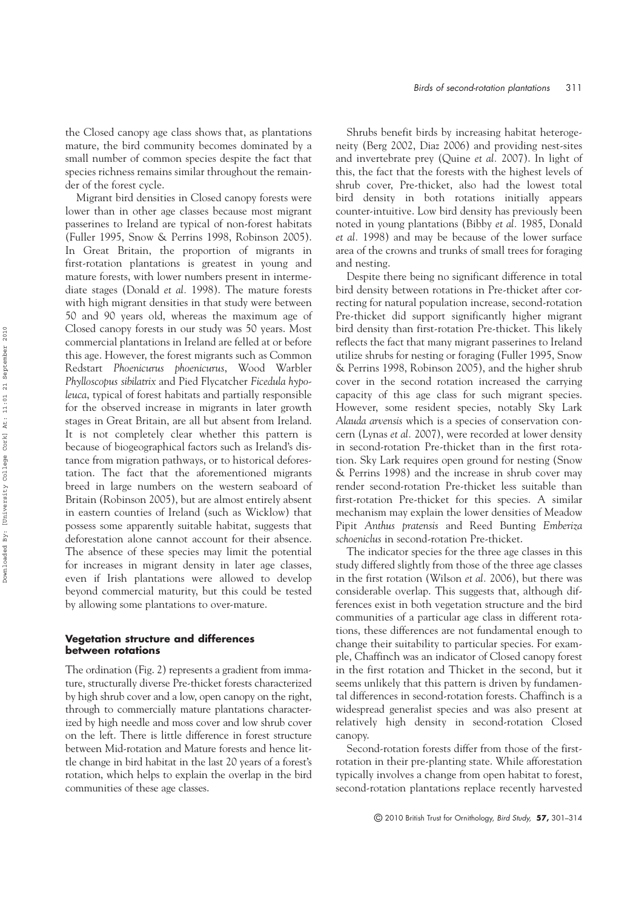the Closed canopy age class shows that, as plantations mature, the bird community becomes dominated by a small number of common species despite the fact that species richness remains similar throughout the remainder of the forest cycle.

Migrant bird densities in Closed canopy forests were lower than in other age classes because most migrant passerines to Ireland are typical of non-forest habitats (Fuller 1995, Snow & Perrins 1998, Robinson 2005). In Great Britain, the proportion of migrants in first-rotation plantations is greatest in young and mature forests, with lower numbers present in intermediate stages (Donald *et al.* 1998). The mature forests with high migrant densities in that study were between 50 and 90 years old, whereas the maximum age of Closed canopy forests in our study was 50 years. Most commercial plantations in Ireland are felled at or before this age. However, the forest migrants such as Common Redstart *Phoenicurus phoenicurus*, Wood Warbler *Phylloscopus sibilatrix* and Pied Flycatcher *Ficedula hypoleuca*, typical of forest habitats and partially responsible for the observed increase in migrants in later growth stages in Great Britain, are all but absent from Ireland. It is not completely clear whether this pattern is because of biogeographical factors such as Ireland's distance from migration pathways, or to historical deforestation. The fact that the aforementioned migrants breed in large numbers on the western seaboard of Britain (Robinson 2005), but are almost entirely absent in eastern counties of Ireland (such as Wicklow) that possess some apparently suitable habitat, suggests that deforestation alone cannot account for their absence. The absence of these species may limit the potential for increases in migrant density in later age classes, even if Irish plantations were allowed to develop beyond commercial maturity, but this could be tested by allowing some plantations to over-mature.

### Vegetation structure and differences between rotations

The ordination (Fig. 2) represents a gradient from immature, structurally diverse Pre-thicket forests characterized by high shrub cover and a low, open canopy on the right, through to commercially mature plantations characterized by high needle and moss cover and low shrub cover on the left. There is little difference in forest structure between Mid-rotation and Mature forests and hence little change in bird habitat in the last 20 years of a forest's rotation, which helps to explain the overlap in the bird communities of these age classes.

Shrubs benefit birds by increasing habitat heterogeneity (Berg 2002, Diaz 2006) and providing nest-sites and invertebrate prey (Quine *et al.* 2007). In light of this, the fact that the forests with the highest levels of shrub cover, Pre-thicket, also had the lowest total bird density in both rotations initially appears counter-intuitive. Low bird density has previously been noted in young plantations (Bibby *et al.* 1985, Donald *et al.* 1998) and may be because of the lower surface area of the crowns and trunks of small trees for foraging and nesting.

Despite there being no significant difference in total bird density between rotations in Pre-thicket after correcting for natural population increase, second-rotation Pre-thicket did support significantly higher migrant bird density than first-rotation Pre-thicket. This likely reflects the fact that many migrant passerines to Ireland utilize shrubs for nesting or foraging (Fuller 1995, Snow & Perrins 1998, Robinson 2005), and the higher shrub cover in the second rotation increased the carrying capacity of this age class for such migrant species. However, some resident species, notably Sky Lark *Alauda arvensis* which is a species of conservation concern (Lynas *et al.* 2007), were recorded at lower density in second-rotation Pre-thicket than in the first rotation. Sky Lark requires open ground for nesting (Snow & Perrins 1998) and the increase in shrub cover may render second-rotation Pre-thicket less suitable than first-rotation Pre-thicket for this species. A similar mechanism may explain the lower densities of Meadow Pipit *Anthus pratensis* and Reed Bunting *Emberiza schoeniclus* in second-rotation Pre-thicket.

The indicator species for the three age classes in this study differed slightly from those of the three age classes in the first rotation (Wilson *et al.* 2006), but there was considerable overlap. This suggests that, although differences exist in both vegetation structure and the bird communities of a particular age class in different rotations, these differences are not fundamental enough to change their suitability to particular species. For example, Chaffinch was an indicator of Closed canopy forest in the first rotation and Thicket in the second, but it seems unlikely that this pattern is driven by fundamental differences in second-rotation forests. Chaffinch is a widespread generalist species and was also present at relatively high density in second-rotation Closed canopy.

Second-rotation forests differ from those of the first-rotation in their pre-planting state. While afforestation typically involves a change from open habitat to forest, second-rotation plantations replace recently harvested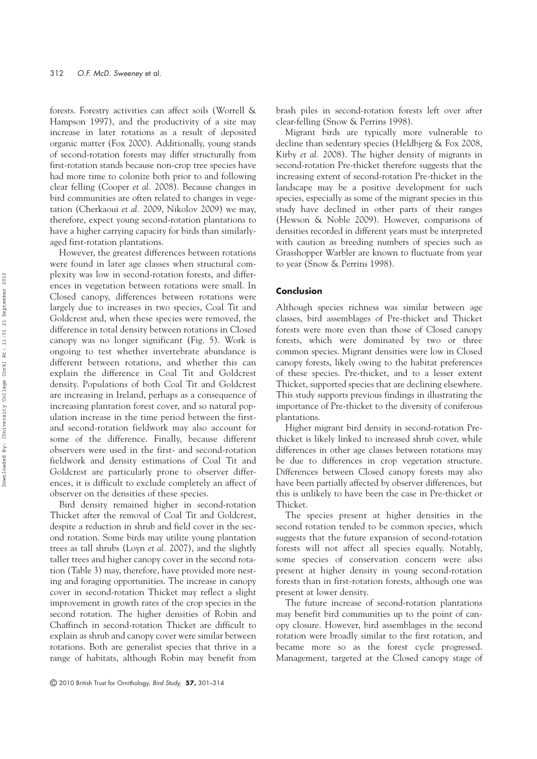forests. Forestry activities can affect soils (Worrell & Hampson 1997), and the productivity of a site may increase in later rotations as a result of deposited organic matter (Fox 2000). Additionally, young stands of second-rotation forests may differ structurally from first-rotation stands because non-crop tree species have had more time to colonize both prior to and following clear felling (Cooper *et al.* 2008). Because changes in bird communities are often related to changes in vegetation (Cherkaoui *et al.* 2009, Nikolov 2009) we may, therefore, expect young second-rotation plantations to have a higher carrying capacity for birds than similarly-aged first-rotation plantations.

However, the greatest differences between rotations were found in later age classes when structural complexity was low in second-rotation forests, and differences in vegetation between rotations were small. In Closed canopy, differences between rotations were largely due to increases in two species, Coal Tit and Goldcrest and, when these species were removed, the difference in total density between rotations in Closed canopy was no longer significant (Fig. 5). Work is ongoing to test whether invertebrate abundance is different between rotations, and whether this can explain the difference in Coal Tit and Goldcrest density. Populations of both Coal Tit and Goldcrest are increasing in Ireland, perhaps as a consequence of increasing plantation forest cover, and so natural population increase in the time period between the first- and second-rotation fieldwork may also account for some of the difference. Finally, because different observers were used in the first- and second-rotation fieldwork and density estimations of Coal Tit and Goldcrest are particularly prone to observer differences, it is difficult to exclude completely an affect of observer on the densities of these species.

Bird density remained higher in second-rotation Thicket after the removal of Coal Tit and Goldcrest, despite a reduction in shrub and field cover in the second rotation. Some birds may utilize young plantation trees as tall shrubs (Loyn *et al.* 2007), and the slightly taller trees and higher canopy cover in the second rotation (Table 3) may, therefore, have provided more nesting and foraging opportunities. The increase in canopy cover in second-rotation Thicket may reflect a slight improvement in growth rates of the crop species in the second rotation. The higher densities of Robin and Chaffinch in second-rotation Thicket are difficult to explain as shrub and canopy cover were similar between rotations. Both are generalist species that thrive in a range of habitats, although Robin may benefit from brash piles in second-rotation forests left over after clear-felling (Snow & Perrins 1998).

Migrant birds are typically more vulnerable to decline than sedentary species (Heldbjerg & Fox 2008, Kirby *et al.* 2008). The higher density of migrants in second-rotation Pre-thicket therefore suggests that the increasing extent of second-rotation Pre-thicket in the landscape may be a positive development for such species, especially as some of the migrant species in this study have declined in other parts of their ranges (Hewson & Noble 2009). However, comparisons of densities recorded in different years must be interpreted with caution as breeding numbers of species such as Grasshopper Warbler are known to fluctuate from year to year (Snow & Perrins 1998).

## Conclusion

Although species richness was similar between age classes, bird assemblages of Pre-thicket and Thicket forests were more even than those of Closed canopy forests, which were dominated by two or three common species. Migrant densities were low in Closed canopy forests, likely owing to the habitat preferences of these species. Pre-thicket, and to a lesser extent Thicket, supported species that are declining elsewhere. This study supports previous findings in illustrating the importance of Pre-thicket to the diversity of coniferous plantations.

Higher migrant bird density in second-rotation Pre-thicket is likely linked to increased shrub cover, while differences in other age classes between rotations may be due to differences in crop vegetation structure. Differences between Closed canopy forests may also have been partially affected by observer differences, but this is unlikely to have been the case in Pre-thicket or Thicket.

The species present at higher densities in the second rotation tended to be common species, which suggests that the future expansion of second-rotation forests will not affect all species equally. Notably, some species of conservation concern were also present at higher density in young second-rotation forests than in first-rotation forests, although one was present at lower density.

The future increase of second-rotation plantations may benefit bird communities up to the point of canopy closure. However, bird assemblages in the second rotation were broadly similar to the first rotation, and became more so as the forest cycle progressed. Management, targeted at the Closed canopy stage of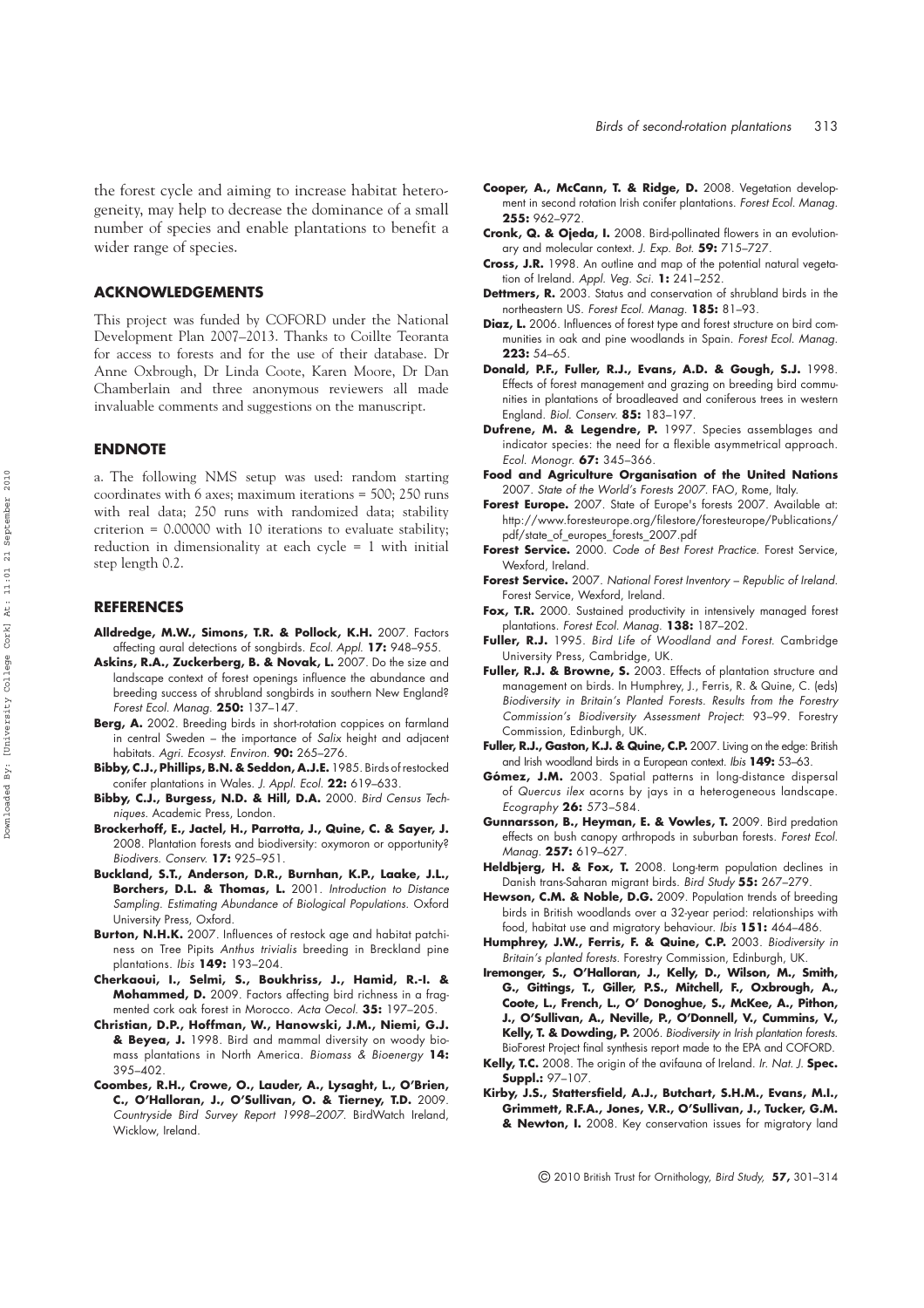the forest cycle and aiming to increase habitat heterogeneity, may help to decrease the dominance of a small number of species and enable plantations to benefit a wider range of species.

## ACKNOWLEDGEMENTS

This project was funded by COFORD under the National Development Plan 2007–2013. Thanks to Coillte Teoranta for access to forests and for the use of their database. Dr Anne Oxbrough, Dr Linda Coote, Karen Moore, Dr Dan Chamberlain and three anonymous reviewers all made invaluable comments and suggestions on the manuscript.

## ENDNOTE

a. The following NMS setup was used: random starting coordinates with 6 axes; maximum iterations = 500; 250 runs with real data; 250 runs with randomized data; stability criterion = 0.00000 with 10 iterations to evaluate stability; reduction in dimensionality at each cycle = 1 with initial step length 0.2.

## REFERENCES

**Alldredge, M.W., Simons, T.R. & Pollock, K.H.** 2007. Factors affecting aural detections of songbirds. *Ecol. Appl.* **17:** 948–955.

**Askins, R.A., Zuckerberg, B. & Novak, L.** 2007. Do the size and landscape context of forest openings influence the abundance and breeding success of shrubland songbirds in southern New England? *Forest Ecol. Manag.* **250:** 137–147.

**Berg, A.** 2002. Breeding birds in short-rotation coppices on farmland in central Sweden – the importance of *Salix* height and adjacent habitats. *Agri. Ecosyst. Environ.* **90:** 265–276.

**Bibby, C.J., Phillips, B.N. & Seddon, A.J.E.** 1985. Birds of restocked conifer plantations in Wales. *J. Appl. Ecol.* **22:** 619–633.

**Bibby, C.J., Burgess, N.D. & Hill, D.A.** 2000. *Bird Census Techniques*. Academic Press, London.

**Brockerhoff, E., Jactel, H., Parrotta, J., Quine, C. & Sayer, J.** 2008. Plantation forests and biodiversity: oxymoron or opportunity? *Biodivers. Conserv.* **17:** 925–951.

**Buckland, S.T., Anderson, D.R., Burnhan, K.P., Laake, J.L., Borchers, D.L. & Thomas, L.** 2001. *Introduction to Distance Sampling. Estimating Abundance of Biological Populations.* Oxford University Press, Oxford.

**Burton, N.H.K.** 2007. Influences of restock age and habitat patchiness on Tree Pipits *Anthus trivialis* breeding in Breckland pine plantations. *Ibis* **149:** 193–204.

**Cherkaoui, I., Selmi, S., Boukhriss, J., Hamid, R.-I. & Mohammed, D.** 2009. Factors affecting bird richness in a fragmented cork oak forest in Morocco. *Acta Oecol.* **35:** 197–205.

**Christian, D.P., Hoffman, W., Hanowski, J.M., Niemi, G.J. & Beyea, J.** 1998. Bird and mammal diversity on woody biomass plantations in North America. *Biomass & Bioenergy* **14:** 395–402.

**Coombes, R.H., Crowe, O., Lauder, A., Lysaght, L., O'Brien, C., O'Halloran, J., O'Sullivan, O. & Tierney, T.D.** 2009. *Countryside Bird Survey Report 1998–2007*. BirdWatch Ireland, Wicklow, Ireland.

**Cooper, A., McCann, T. & Ridge, D.** 2008. Vegetation development in second rotation Irish conifer plantations. *Forest Ecol. Manag.* **255:** 962–972.

**Cronk, Q. & Ojeda, I.** 2008. Bird-pollinated flowers in an evolutionary and molecular context. *J. Exp. Bot.* **59:** 715–727.

**Cross, J.R.** 1998. An outline and map of the potential natural vegetation of Ireland. *Appl. Veg. Sci.* **1:** 241–252.

**Dettmers, R.** 2003. Status and conservation of shrubland birds in the northeastern US. *Forest Ecol. Manag.* **185:** 81–93.

**Diaz, L.** 2006. Influences of forest type and forest structure on bird communities in oak and pine woodlands in Spain. *Forest Ecol. Manag.* **223:** 54–65.

**Donald, P.F., Fuller, R.J., Evans, A.D. & Gough, S.J.** 1998. Effects of forest management and grazing on breeding bird communities in plantations of broadleaved and coniferous trees in western England. *Biol. Conserv.* **85:** 183–197.

**Dufrene, M. & Legendre, P.** 1997. Species assemblages and indicator species: the need for a flexible asymmetrical approach. *Ecol. Monogr.* **67:** 345–366.

**Food and Agriculture Organisation of the United Nations** 2007. *State of the World's Forests 2007*. FAO, Rome, Italy.

**Forest Europe.** 2007. State of Europe's forests 2007. Available at: http://www.foresteurope.org/filestore/foresteurope/Publications/pdf/state_of_europes_forests_2007.pdf

**Forest Service.** 2000. *Code of Best Forest Practice.* Forest Service, Wexford, Ireland.

**Forest Service.** 2007. *National Forest Inventory – Republic of Ireland.* Forest Service, Wexford, Ireland.

**Fox, T.R.** 2000. Sustained productivity in intensively managed forest plantations. *Forest Ecol. Manag.* **138:** 187–202.

**Fuller, R.J.** 1995. *Bird Life of Woodland and Forest.* Cambridge University Press, Cambridge, UK.

**Fuller, R.J. & Browne, S.** 2003. Effects of plantation structure and management on birds. In Humphrey, J., Ferris, R. & Quine, C. (eds) *Biodiversity in Britain's Planted Forests. Results from the Forestry Commission's Biodiversity Assessment Project*: 93–99. Forestry Commission, Edinburgh, UK.

**Fuller, R.J., Gaston, K.J. & Quine, C.P.** 2007. Living on the edge: British and Irish woodland birds in a European context. *Ibis* **149:** 53–63.

**Gómez, J.M.** 2003. Spatial patterns in long-distance dispersal of *Quercus ilex* acorns by jays in a heterogeneous landscape. *Ecography* **26:** 573–584.

**Gunnarsson, B., Heyman, E. & Vowles, T.** 2009. Bird predation effects on bush canopy arthropods in suburban forests. *Forest Ecol. Manag.* **257:** 619–627.

**Heldbjerg, H. & Fox, T.** 2008. Long-term population declines in Danish trans-Saharan migrant birds. *Bird Study* **55:** 267–279.

**Hewson, C.M. & Noble, D.G.** 2009. Population trends of breeding birds in British woodlands over a 32-year period: relationships with food, habitat use and migratory behaviour. *Ibis* **151:** 464–486.

**Humphrey, J.W., Ferris, F. & Quine, C.P.** 2003. *Biodiversity in Britain's planted forests.* Forestry Commission, Edinburgh, UK.

**Iremonger, S., O'Halloran, J., Kelly, D., Wilson, M., Smith, G., Gittings, T., Giller, P.S., Mitchell, F., Oxbrough, A., Coote, L., French, L., O' Donoghue, S., McKee, A., Pithon, J., O'Sullivan, A., Neville, P., O'Donnell, V., Cummins, V., Kelly, T. & Dowding, P.** 2006. *Biodiversity in Irish plantation forests.* BioForest Project final synthesis report made to the EPA and COFORD.

**Kelly, T.C.** 2008. The origin of the avifauna of Ireland. *Ir. Nat. J.* **Spec. Suppl.:** 97–107.

**Kirby, J.S., Stattersfield, A.J., Butchart, S.H.M., Evans, M.I., Grimmett, R.F.A., Jones, V.R., O'Sullivan, J., Tucker, G.M. & Newton, I.** 2008. Key conservation issues for migratory land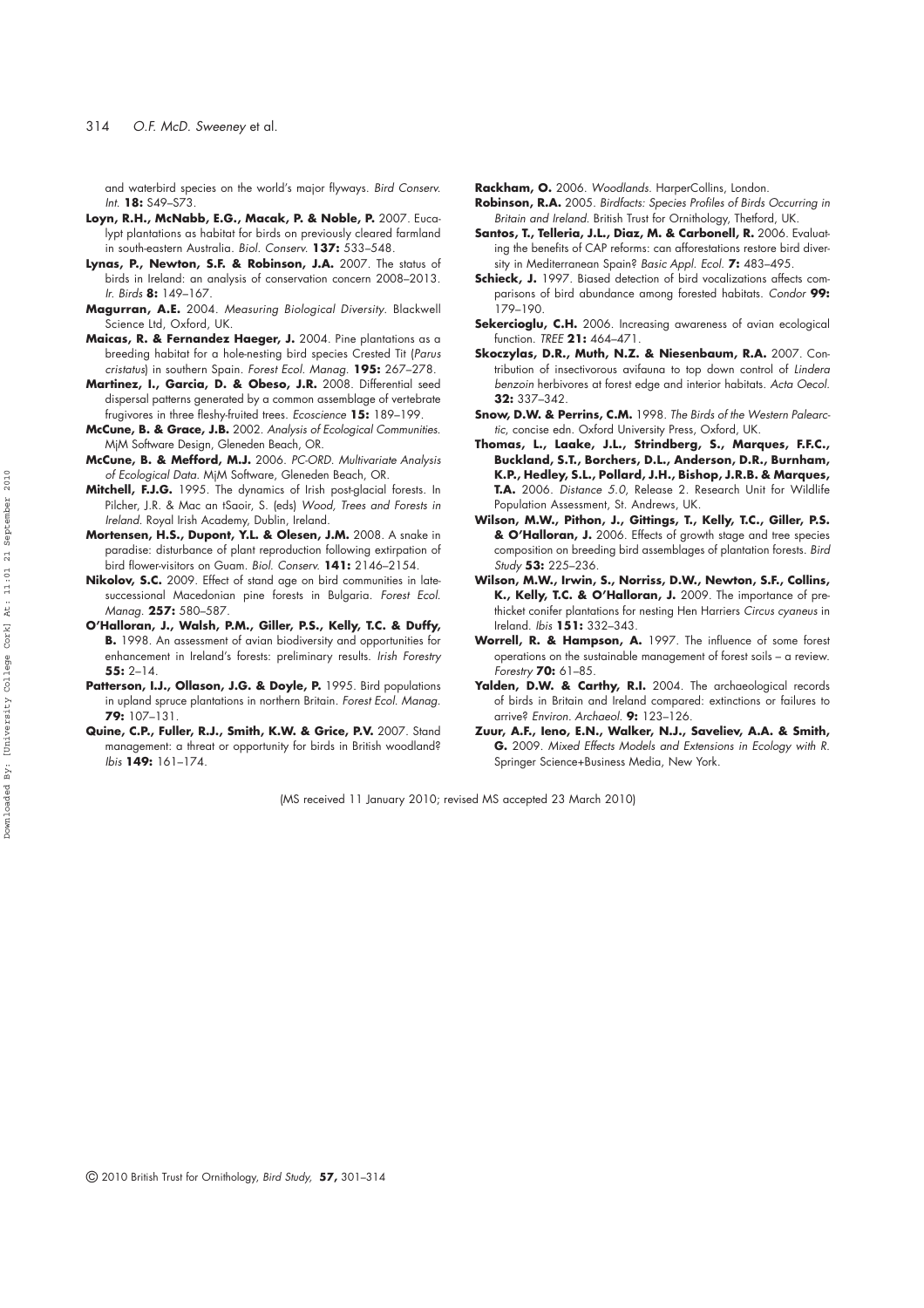and waterbird species on the world's major flyways. *Bird Conserv. Int.* **18:** S49–S73.

**Loyn, R.H., McNabb, E.G., Macak, P. & Noble, P.** 2007. Eucalypt plantations as habitat for birds on previously cleared farmland in south-eastern Australia. *Biol. Conserv.* **137:** 533–548.

**Lynas, P., Newton, S.F. & Robinson, J.A.** 2007. The status of birds in Ireland: an analysis of conservation concern 2008–2013. *Ir. Birds* **8:** 149–167.

**Magurran, A.E.** 2004. *Measuring Biological Diversity.* Blackwell Science Ltd, Oxford, UK.

**Maicas, R. & Fernandez Haeger, J.** 2004. Pine plantations as a breeding habitat for a hole-nesting bird species Crested Tit (*Parus cristatus*) in southern Spain. *Forest Ecol. Manag.* **195:** 267–278.

**Martinez, I., Garcia, D. & Obeso, J.R.** 2008. Differential seed dispersal patterns generated by a common assemblage of vertebrate frugivores in three fleshy-fruited trees. *Ecoscience* **15:** 189–199.

**McCune, B. & Grace, J.B.** 2002. *Analysis of Ecological Communities.* MjM Software Design, Gleneden Beach, OR.

**McCune, B. & Mefford, M.J.** 2006. *PC-ORD. Multivariate Analysis of Ecological Data.* MjM Software, Gleneden Beach, OR.

**Mitchell, F.J.G.** 1995. The dynamics of Irish post-glacial forests. In Pilcher, J.R. & Mac an tSaoir, S. (eds) *Wood, Trees and Forests in Ireland.* Royal Irish Academy, Dublin, Ireland.

**Mortensen, H.S., Dupont, Y.L. & Olesen, J.M.** 2008. A snake in paradise: disturbance of plant reproduction following extirpation of bird flower-visitors on Guam. *Biol. Conserv.* **141:** 2146–2154.

**Nikolov, S.C.** 2009. Effect of stand age on bird communities in late-successional Macedonian pine forests in Bulgaria. *Forest Ecol. Manag.* **257:** 580–587.

**O'Halloran, J., Walsh, P.M., Giller, P.S., Kelly, T.C. & Duffy, B.** 1998. An assessment of avian biodiversity and opportunities for enhancement in Ireland's forests: preliminary results. *Irish Forestry* **55:** 2–14.

**Patterson, I.J., Ollason, J.G. & Doyle, P.** 1995. Bird populations in upland spruce plantations in northern Britain. *Forest Ecol. Manag.* **79:** 107–131.

**Quine, C.P., Fuller, R.J., Smith, K.W. & Grice, P.V.** 2007. Stand management: a threat or opportunity for birds in British woodland? *Ibis* **149:** 161–174.

**Rackham, O.** 2006. *Woodlands.* HarperCollins, London.

**Robinson, R.A.** 2005. *Birdfacts: Species Profiles of Birds Occurring in Britain and Ireland.* British Trust for Ornithology, Thetford, UK.

**Santos, T., Telleria, J.L., Diaz, M. & Carbonell, R.** 2006. Evaluating the benefits of CAP reforms: can afforestations restore bird diversity in Mediterranean Spain? *Basic Appl. Ecol.* **7:** 483–495.

**Schieck, J.** 1997. Biased detection of bird vocalizations affects comparisons of bird abundance among forested habitats. *Condor* **99:** 179–190.

**Sekercioglu, C.H.** 2006. Increasing awareness of avian ecological function. *TREE* **21:** 464–471.

**Skoczylas, D.R., Muth, N.Z. & Niesenbaum, R.A.** 2007. Contribution of insectivorous avifauna to top down control of *Lindera benzoin* herbivores at forest edge and interior habitats. *Acta Oecol.* **32:** 337–342.

**Snow, D.W. & Perrins, C.M.** 1998. *The Birds of the Western Palearctic,* concise edn. Oxford University Press, Oxford, UK.

**Thomas, L., Laake, J.L., Strindberg, S., Marques, F.F.C., Buckland, S.T., Borchers, D.L., Anderson, D.R., Burnham, K.P., Hedley, S.L., Pollard, J.H., Bishop, J.R.B. & Marques, T.A.** 2006. *Distance 5.0,* Release 2. Research Unit for Wildlife Population Assessment, St. Andrews, UK.

**Wilson, M.W., Pithon, J., Gittings, T., Kelly, T.C., Giller, P.S. & O'Halloran, J.** 2006. Effects of growth stage and tree species composition on breeding bird assemblages of plantation forests. *Bird Study* **53:** 225–236.

**Wilson, M.W., Irwin, S., Norriss, D.W., Newton, S.F., Collins, K., Kelly, T.C. & O'Halloran, J.** 2009. The importance of pre-thicket conifer plantations for nesting Hen Harriers *Circus cyaneus* in Ireland. *Ibis* **151:** 332–343.

**Worrell, R. & Hampson, A.** 1997. The influence of some forest operations on the sustainable management of forest soils – a review. *Forestry* **70:** 61–85.

**Yalden, D.W. & Carthy, R.I.** 2004. The archaeological records of birds in Britain and Ireland compared: extinctions or failures to arrive? *Environ. Archaeol.* **9:** 123–126.

**Zuur, A.F., Ieno, E.N., Walker, N.J., Saveliev, A.A. & Smith, G.** 2009. *Mixed Effects Models and Extensions in Ecology with R.* Springer Science+Business Media, New York.

(MS received 11 January 2010; revised MS accepted 23 March 2010)